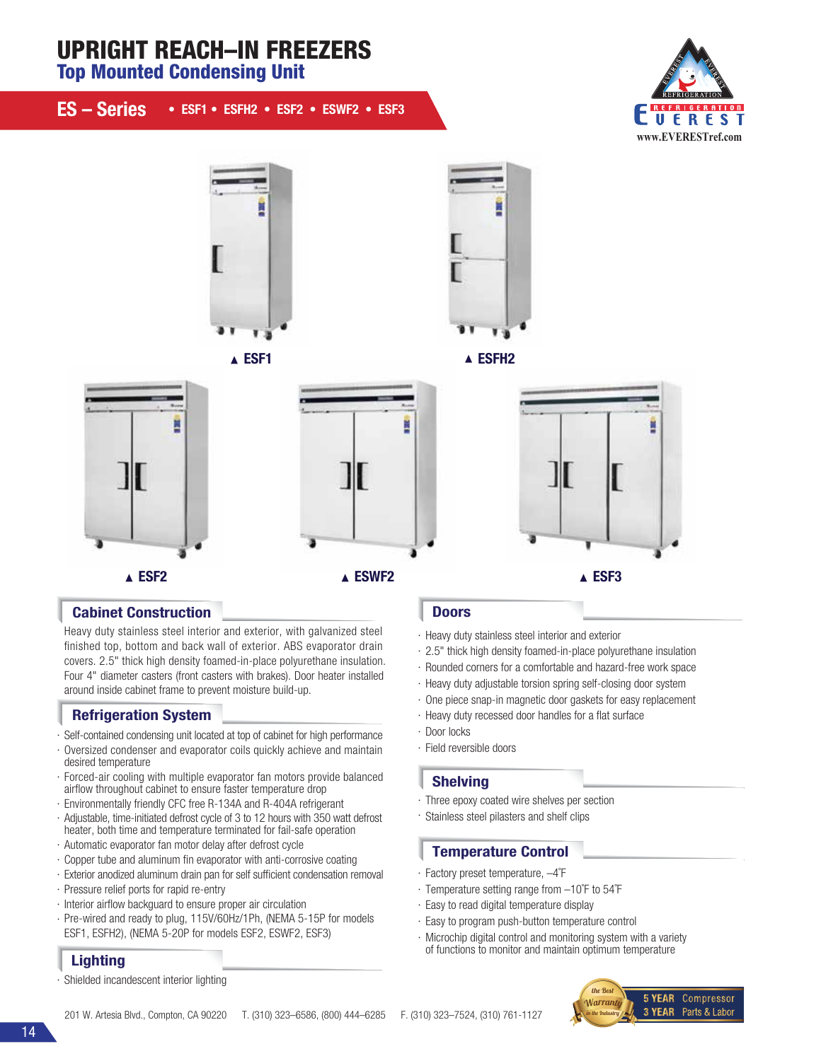# UPRIGHT REACH–IN FREEZERS

## Top Mounted Condensing Unit

**ES – Series** • ESF1 • ESFH2 • ESF2 • ESWF2 • ESF3

EVEREST REFRIGERATION
www.EVERESTref.com

▲ ESF1

▲ ESFH2

▲ ESF2

▲ ESWF2

▲ ESF3

### Cabinet Construction

Heavy duty stainless steel interior and exterior, with galvanized steel finished top, bottom and back wall of exterior. ABS evaporator drain covers. 2.5" thick high density foamed-in-place polyurethane insulation. Four 4" diameter casters (front casters with brakes). Door heater installed around inside cabinet frame to prevent moisture build-up.

### Refrigeration System

- Self-contained condensing unit located at top of cabinet for high performance
- Oversized condenser and evaporator coils quickly achieve and maintain desired temperature
- Forced-air cooling with multiple evaporator fan motors provide balanced airflow throughout cabinet to ensure faster temperature drop
- Environmentally friendly CFC free R-134A and R-404A refrigerant
- Adjustable, time-initiated defrost cycle of 3 to 12 hours with 350 watt defrost heater, both time and temperature terminated for fail-safe operation
- Automatic evaporator fan motor delay after defrost cycle
- Copper tube and aluminum fin evaporator with anti-corrosive coating
- Exterior anodized aluminum drain pan for self sufficient condensation removal
- Pressure relief ports for rapid re-entry
- Interior airflow backguard to ensure proper air circulation
- Pre-wired and ready to plug, 115V/60Hz/1Ph, (NEMA 5-15P for models ESF1, ESFH2), (NEMA 5-20P for models ESF2, ESWF2, ESF3)

### Lighting

- Shielded incandescent interior lighting

### Doors

- Heavy duty stainless steel interior and exterior
- 2.5" thick high density foamed-in-place polyurethane insulation
- Rounded corners for a comfortable and hazard-free work space
- Heavy duty adjustable torsion spring self-closing door system
- One piece snap-in magnetic door gaskets for easy replacement
- Heavy duty recessed door handles for a flat surface
- Door locks
- Field reversible doors

### Shelving

- Three epoxy coated wire shelves per section
- Stainless steel pilasters and shelf clips

### Temperature Control

- Factory preset temperature, –4˚F
- Temperature setting range from –10˚F to 54˚F
- Easy to read digital temperature display
- Easy to program push-button temperature control
- Microchip digital control and monitoring system with a variety of functions to monitor and maintain optimum temperature

201 W. Artesia Blvd., Compton, CA 90220 T. (310) 323–6586, (800) 444–6285 F. (310) 323–7524, (310) 761-1127

the Best Warranty in the Industry — **5 YEAR** Compressor, **3 YEAR** Parts & Labor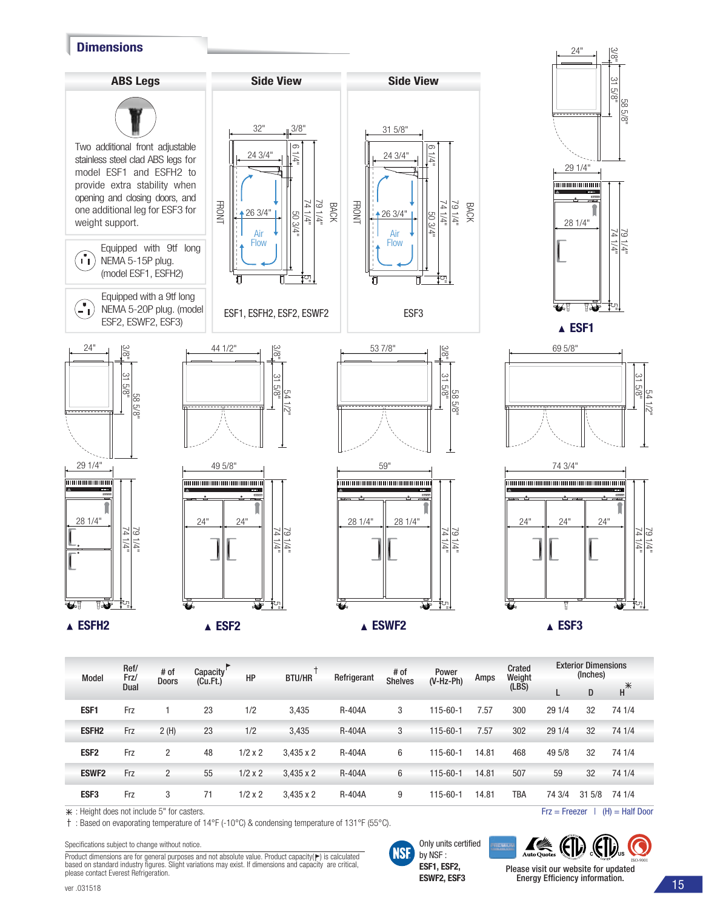## Dimensions

### ABS Legs

Two additional front adjustable stainless steel clad ABS legs for model ESF1 and ESFH2 to provide extra stability when opening and closing doors, and one additional leg for ESF3 for weight support.

Equipped with 9ft long NEMA 5-15P plug. (model ESF1, ESFH2)

Equipped with a 9ft long NEMA 5-20P plug. (model ESF2, ESWF2, ESF3)

### Side View

32"
3/8"
24 3/4"
6 1/4"
26 3/4"
Air Flow
50 3/4"
74 1/4"
79 1/4"
5"
FRONT
BACK

ESF1, ESFH2, ESF2, ESWF2

### Side View

31 5/8"
24 3/4"
6 1/4"
26 3/4"
Air Flow
50 3/4"
74 1/4"
79 1/4"
5"
FRONT
BACK

ESF3

24"
3/8"
31 5/8"
58 5/8"
29 1/4"
28 1/4"
74 1/4"
79 1/4"
5"

▲ ESF1

24"
3/8"
31 5/8"
58 5/8"
29 1/4"
28 1/4"
74 1/4"
79 1/4"
5"

▲ ESFH2

44 1/2"
3/8"
31 5/8"
54 1/2"
49 5/8"
24"
24"
74 1/4"
79 1/4"
5"

▲ ESF2

53 7/8"
3/8"
31 5/8"
58 5/8"
59"
28 1/4"
28 1/4"
74 1/4"
79 1/4"
5"

▲ ESWF2

69 5/8"
31 5/8"
54 1/2"
74 3/4"
24"
24"
24"
74 1/4"
79 1/4"
5"

▲ ESF3

| Model | Ref/ Frz/ Dual | # of Doors | Capacity (Cu.Ft.) | HP | BTU/HR † | Refrigerant | # of Shelves | Power (V-Hz-Ph) | Amps | Crated Weight (LBS) | Exterior Dimensions (Inches) | | |
|---|---|---|---|---|---|---|---|---|---|---|---|---|---|
| | | | | | | | | | | | L | D | H ✳ |
| ESF1 | Frz | 1 | 23 | 1/2 | 3,435 | R-404A | 3 | 115-60-1 | 7.57 | 300 | 29 1/4 | 32 | 74 1/4 |
| ESFH2 | Frz | 2 (H) | 23 | 1/2 | 3,435 | R-404A | 3 | 115-60-1 | 7.57 | 302 | 29 1/4 | 32 | 74 1/4 |
| ESF2 | Frz | 2 | 48 | 1/2 x 2 | 3,435 x 2 | R-404A | 6 | 115-60-1 | 14.81 | 468 | 49 5/8 | 32 | 74 1/4 |
| ESWF2 | Frz | 2 | 55 | 1/2 x 2 | 3,435 x 2 | R-404A | 6 | 115-60-1 | 14.81 | 507 | 59 | 32 | 74 1/4 |
| ESF3 | Frz | 3 | 71 | 1/2 x 2 | 3,435 x 2 | R-404A | 9 | 115-60-1 | 14.81 | TBA | 74 3/4 | 31 5/8 | 74 1/4 |

✳ : Height does not include 5" for casters.

† : Based on evaporating temperature of 14°F (-10°C) & condensing temperature of 131°F (55°C).

Frz = Freezer | (H) = Half Door

Specifications subject to change without notice.

Product dimensions are for general purposes and not absolute value. Product capacity(▶) is calculated based on standard industry figures. Slight variations may exist. If dimensions and capacity are critical, please contact Everest Refrigeration.

Only units certified by NSF : ESF1, ESF2, ESWF2, ESF3

Please visit our website for updated Energy Efficiency information.

ver .031518